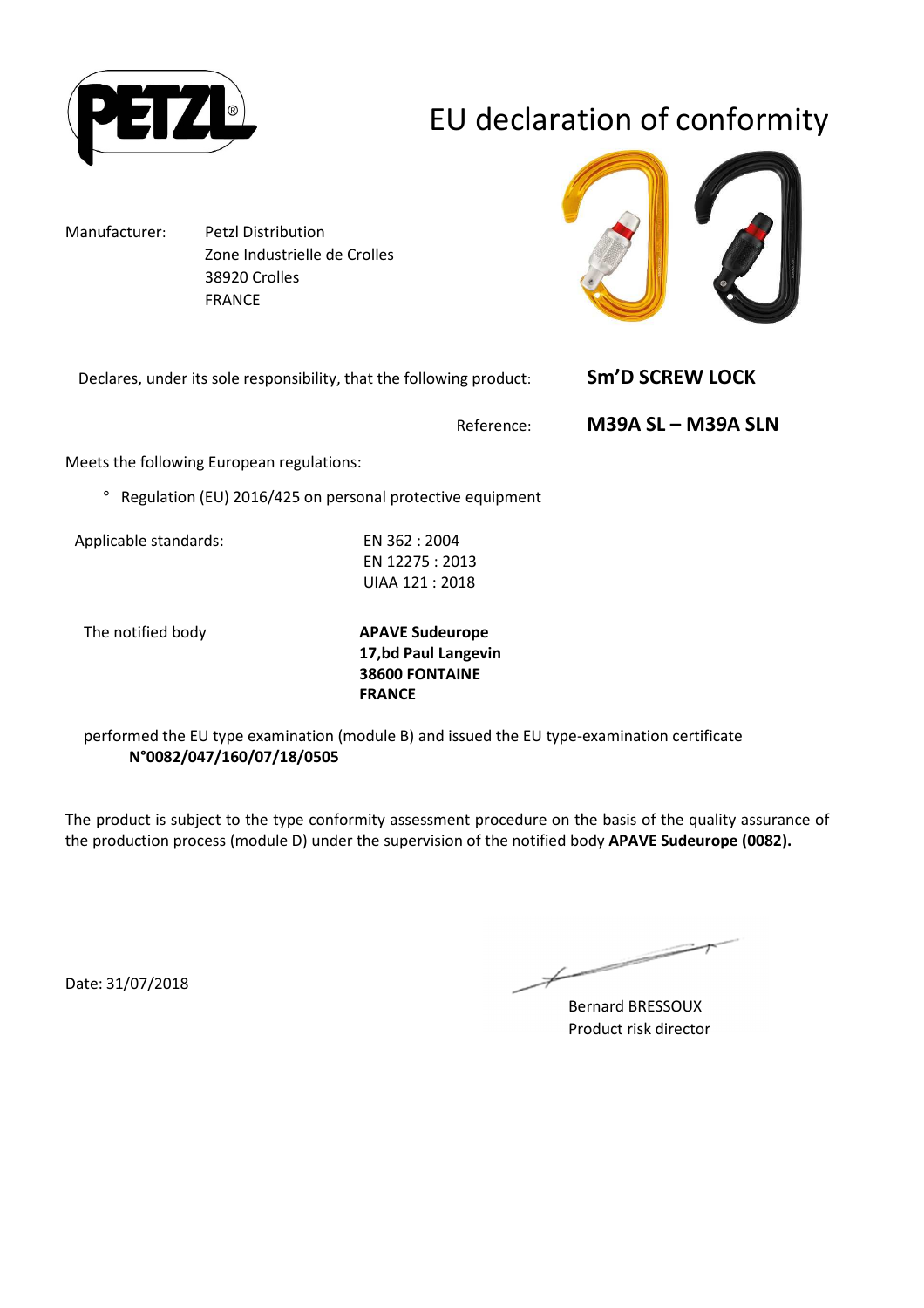# EU declaration of conformity

Manufacturer: Petzl Distribution
Zone Industrielle de Crolles
38920 Crolles
FRANCE

Declares, under its sole responsibility, that the following product: **Sm'D SCREW LOCK**

Reference: **M39A SL – M39A SLN**

Meets the following European regulations:

- Regulation (EU) 2016/425 on personal protective equipment

Applicable standards:

EN 362 : 2004
EN 12275 : 2013
UIAA 121 : 2018

The notified body

**APAVE Sudeurope**
**17,bd Paul Langevin**
**38600 FONTAINE**
**FRANCE**

performed the EU type examination (module B) and issued the EU type-examination certificate **N°0082/047/160/07/18/0505**

The product is subject to the type conformity assessment procedure on the basis of the quality assurance of the production process (module D) under the supervision of the notified body **APAVE Sudeurope (0082).**

Date: 31/07/2018

Bernard BRESSOUX
Product risk director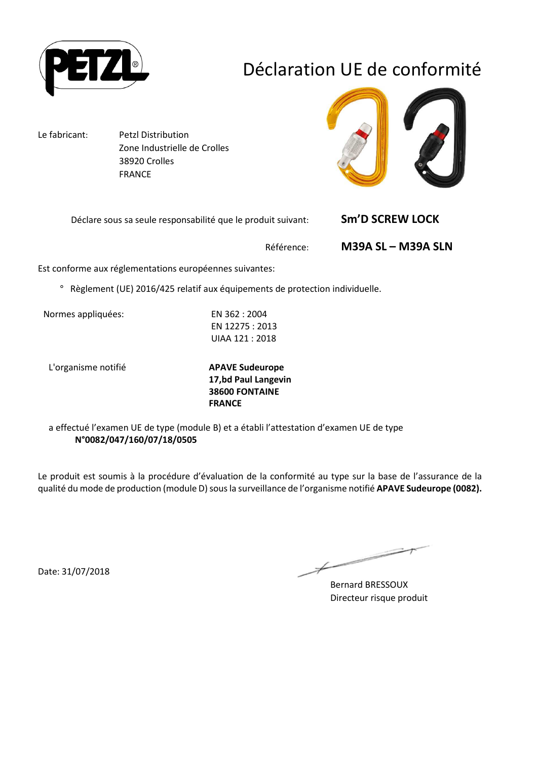# Déclaration UE de conformité

| | |
|---|---|
| Le fabricant: | Petzl Distribution<br>Zone Industrielle de Crolles<br>38920 Crolles<br>FRANCE |

Déclare sous sa seule responsabilité que le produit suivant: **Sm'D SCREW LOCK**

Référence: **M39A SL – M39A SLN**

Est conforme aux réglementations européennes suivantes:

° Règlement (UE) 2016/425 relatif aux équipements de protection individuelle.

| | |
|---|---|
| Normes appliquées: | EN 362 : 2004<br>EN 12275 : 2013<br>UIAA 121 : 2018 |
| L'organisme notifié | **APAVE Sudeurope**<br>**17,bd Paul Langevin**<br>**38600 FONTAINE**<br>**FRANCE** |

a effectué l'examen UE de type (module B) et a établi l'attestation d'examen UE de type **N°0082/047/160/07/18/0505**

Le produit est soumis à la procédure d'évaluation de la conformité au type sur la base de l'assurance de la qualité du mode de production (module D) sous la surveillance de l'organisme notifié **APAVE Sudeurope (0082).**

Date: 31/07/2018

Bernard BRESSOUX
Directeur risque produit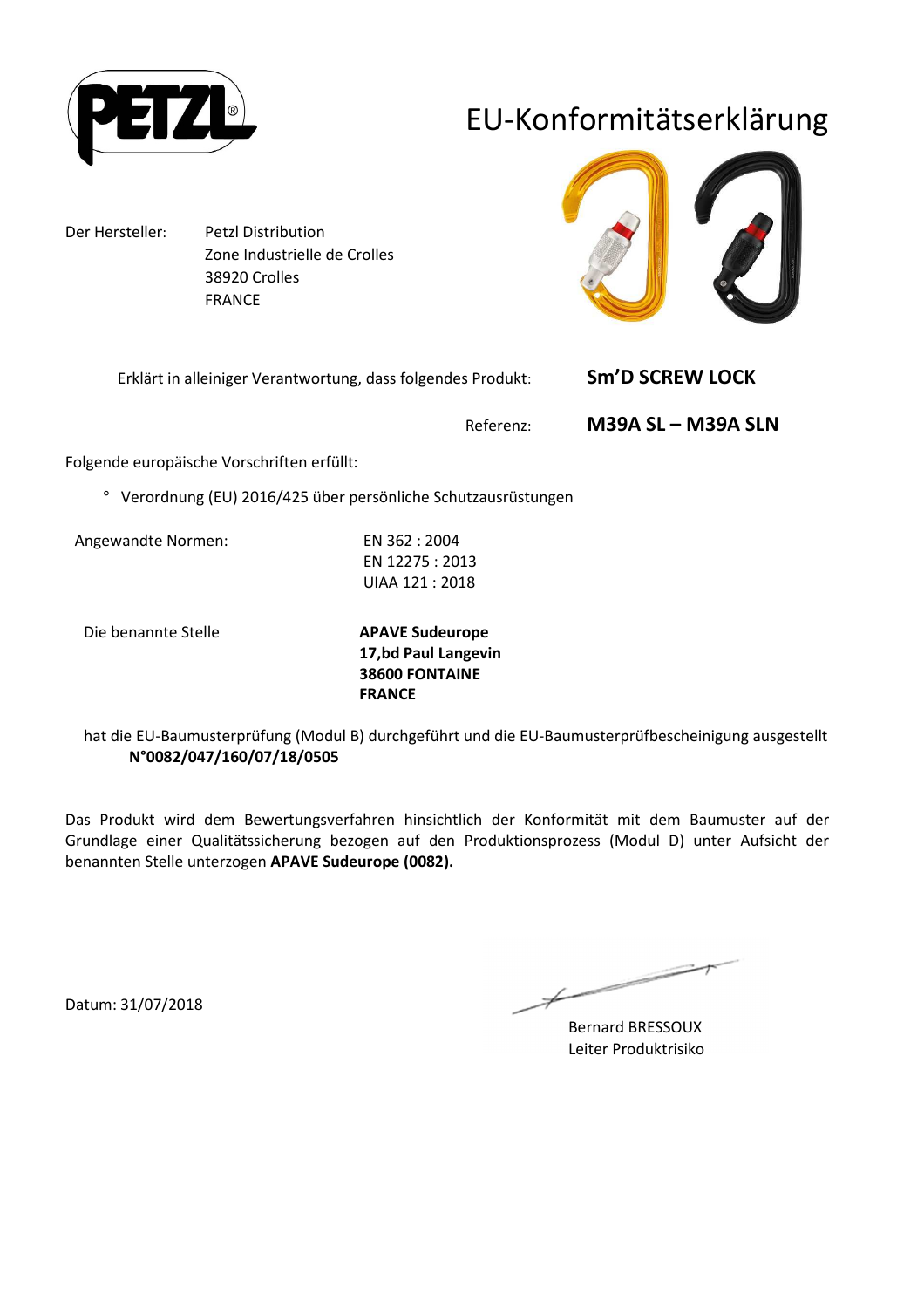# EU-Konformitätserklärung

Der Hersteller: Petzl Distribution
Zone Industrielle de Crolles
38920 Crolles
FRANCE

Erklärt in alleiniger Verantwortung, dass folgendes Produkt: **Sm'D SCREW LOCK**

Referenz: **M39A SL – M39A SLN**

Folgende europäische Vorschriften erfüllt:

° Verordnung (EU) 2016/425 über persönliche Schutzausrüstungen

Angewandte Normen:
EN 362 : 2004
EN 12275 : 2013
UIAA 121 : 2018

Die benannte Stelle
**APAVE Sudeurope**
**17,bd Paul Langevin**
**38600 FONTAINE**
**FRANCE**

hat die EU-Baumusterprüfung (Modul B) durchgeführt und die EU-Baumusterprüfbescheinigung ausgestellt
**N°0082/047/160/07/18/0505**

Das Produkt wird dem Bewertungsverfahren hinsichtlich der Konformität mit dem Baumuster auf der Grundlage einer Qualitätssicherung bezogen auf den Produktionsprozess (Modul D) unter Aufsicht der benannten Stelle unterzogen **APAVE Sudeurope (0082).**

Datum: 31/07/2018

Bernard BRESSOUX
Leiter Produktrisiko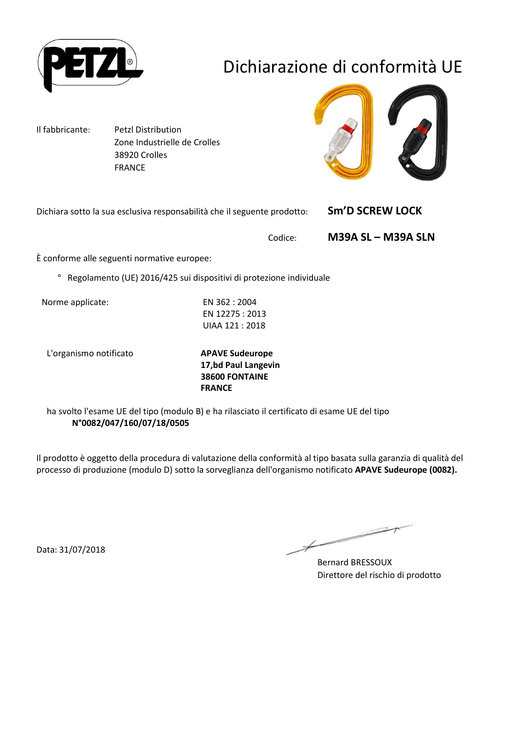# Dichiarazione di conformità UE

Il fabbricante: Petzl Distribution
Zone Industrielle de Crolles
38920 Crolles
FRANCE

Dichiara sotto la sua esclusiva responsabilità che il seguente prodotto: **Sm'D SCREW LOCK**

Codice: **M39A SL – M39A SLN**

È conforme alle seguenti normative europee:

° Regolamento (UE) 2016/425 sui dispositivi di protezione individuale

Norme applicate:
EN 362 : 2004
EN 12275 : 2013
UIAA 121 : 2018

L'organismo notificato
**APAVE Sudeurope**
**17,bd Paul Langevin**
**38600 FONTAINE**
**FRANCE**

ha svolto l'esame UE del tipo (modulo B) e ha rilasciato il certificato di esame UE del tipo
**N°0082/047/160/07/18/0505**

Il prodotto è oggetto della procedura di valutazione della conformità al tipo basata sulla garanzia di qualità del processo di produzione (modulo D) sotto la sorveglianza dell'organismo notificato **APAVE Sudeurope (0082).**

Data: 31/07/2018

Bernard BRESSOUX
Direttore del rischio di prodotto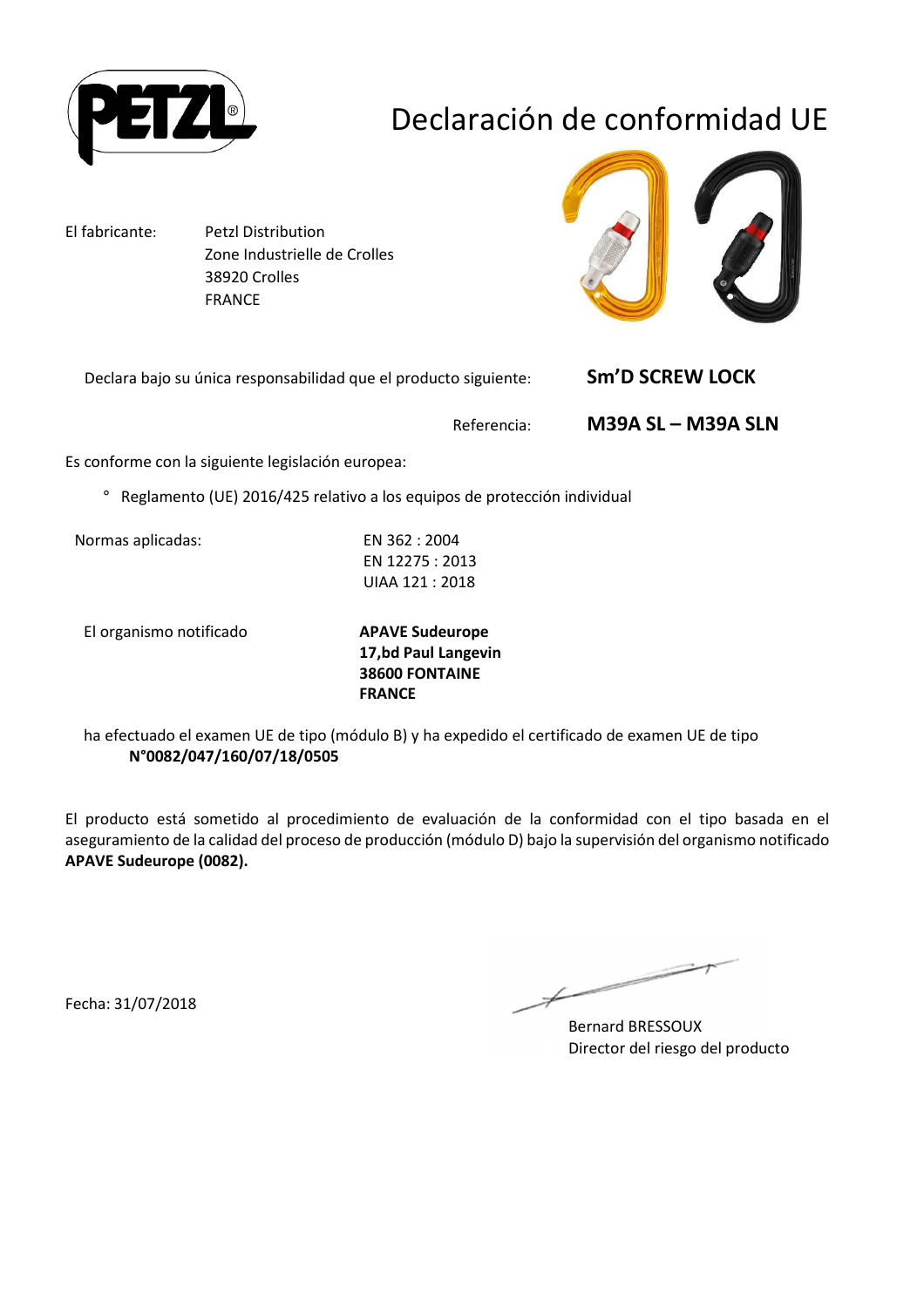# Declaración de conformidad UE

El fabricante: Petzl Distribution
Zone Industrielle de Crolles
38920 Crolles
FRANCE

Declara bajo su única responsabilidad que el producto siguiente: **Sm'D SCREW LOCK**

Referencia: **M39A SL – M39A SLN**

Es conforme con la siguiente legislación europea:

° Reglamento (UE) 2016/425 relativo a los equipos de protección individual

Normas aplicadas:
EN 362 : 2004
EN 12275 : 2013
UIAA 121 : 2018

El organismo notificado
**APAVE Sudeurope**
**17,bd Paul Langevin**
**38600 FONTAINE**
**FRANCE**

ha efectuado el examen UE de tipo (módulo B) y ha expedido el certificado de examen UE de tipo **N°0082/047/160/07/18/0505**

El producto está sometido al procedimiento de evaluación de la conformidad con el tipo basada en el aseguramiento de la calidad del proceso de producción (módulo D) bajo la supervisión del organismo notificado **APAVE Sudeurope (0082).**

Fecha: 31/07/2018

Bernard BRESSOUX
Director del riesgo del producto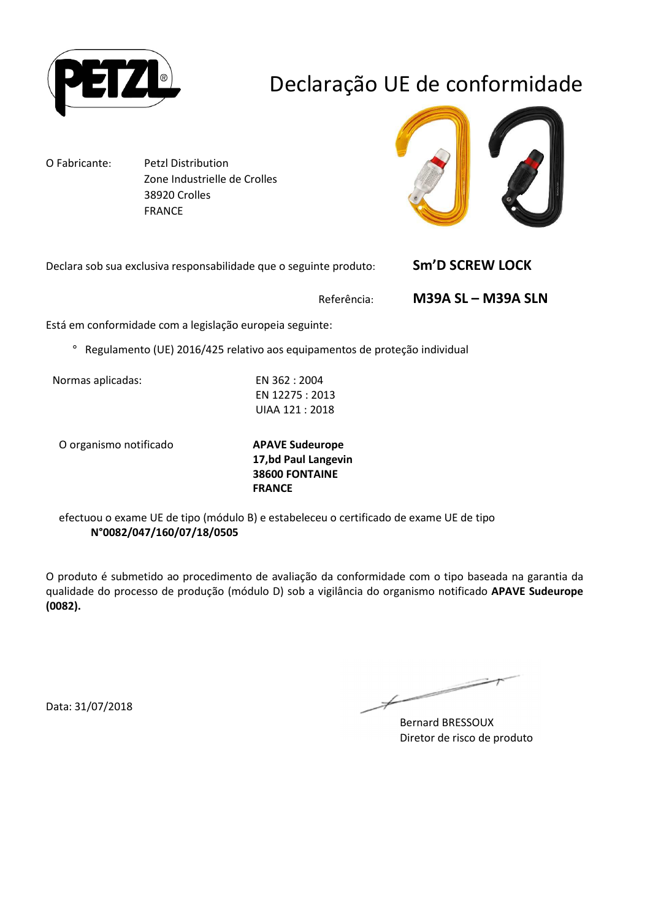# Declaração UE de conformidade

O Fabricante: Petzl Distribution
Zone Industrielle de Crolles
38920 Crolles
FRANCE

Declara sob sua exclusiva responsabilidade que o seguinte produto: **Sm'D SCREW LOCK**

Referência: **M39A SL – M39A SLN**

Está em conformidade com a legislação europeia seguinte:

- Regulamento (UE) 2016/425 relativo aos equipamentos de proteção individual

Normas aplicadas:
EN 362 : 2004
EN 12275 : 2013
UIAA 121 : 2018

O organismo notificado
**APAVE Sudeurope**
**17,bd Paul Langevin**
**38600 FONTAINE**
**FRANCE**

efectuou o exame UE de tipo (módulo B) e estabeleceu o certificado de exame UE de tipo
**N°0082/047/160/07/18/0505**

O produto é submetido ao procedimento de avaliação da conformidade com o tipo baseada na garantia da qualidade do processo de produção (módulo D) sob a vigilância do organismo notificado **APAVE Sudeurope (0082).**

Data: 31/07/2018

Bernard BRESSOUX
Diretor de risco de produto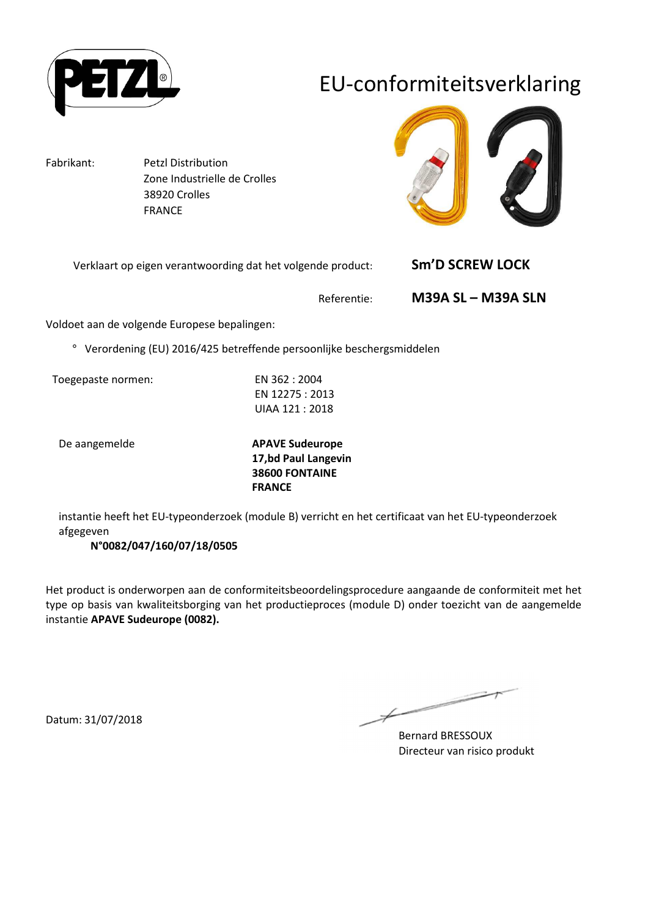# EU-conformiteitsverklaring

Fabrikant: Petzl Distribution
Zone Industrielle de Crolles
38920 Crolles
FRANCE

Verklaart op eigen verantwoording dat het volgende product: **Sm'D SCREW LOCK**

Referentie: **M39A SL – M39A SLN**

Voldoet aan de volgende Europese bepalingen:

° Verordening (EU) 2016/425 betreffende persoonlijke beschergsmiddelen

Toegepaste normen:
EN 362 : 2004
EN 12275 : 2013
UIAA 121 : 2018

De aangemelde
**APAVE Sudeurope**
**17,bd Paul Langevin**
**38600 FONTAINE**
**FRANCE**

instantie heeft het EU-typeonderzoek (module B) verricht en het certificaat van het EU-typeonderzoek afgegeven

**N°0082/047/160/07/18/0505**

Het product is onderworpen aan de conformiteitsbeoordelingsprocedure aangaande de conformiteit met het type op basis van kwaliteitsborging van het productieproces (module D) onder toezicht van de aangemelde instantie **APAVE Sudeurope (0082).**

Datum: 31/07/2018

Bernard BRESSOUX
Directeur van risico produkt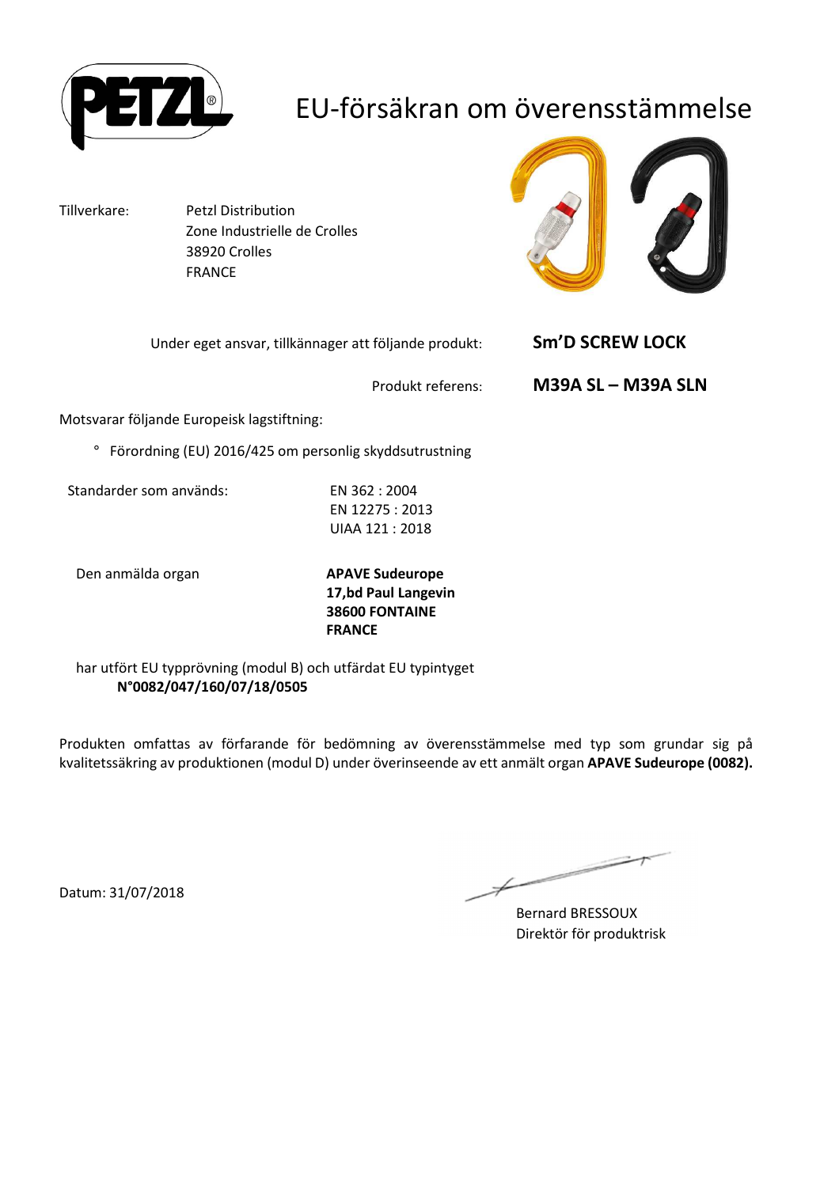# EU-försäkran om överensstämmelse

Tillverkare: Petzl Distribution
Zone Industrielle de Crolles
38920 Crolles
FRANCE

Under eget ansvar, tillkännager att följande produkt: **Sm'D SCREW LOCK**

Produkt referens: **M39A SL – M39A SLN**

Motsvarar följande Europeisk lagstiftning:

- Förordning (EU) 2016/425 om personlig skyddsutrustning

Standarder som används:
EN 362 : 2004
EN 12275 : 2013
UIAA 121 : 2018

Den anmälda organ
**APAVE Sudeurope**
**17,bd Paul Langevin**
**38600 FONTAINE**
**FRANCE**

har utfört EU typprövning (modul B) och utfärdat EU typintyget
**N°0082/047/160/07/18/0505**

Produkten omfattas av förfarande för bedömning av överensstämmelse med typ som grundar sig på kvalitetssäkring av produktionen (modul D) under överinseende av ett anmält organ **APAVE Sudeurope (0082).**

Datum: 31/07/2018

Bernard BRESSOUX
Direktör för produktrisk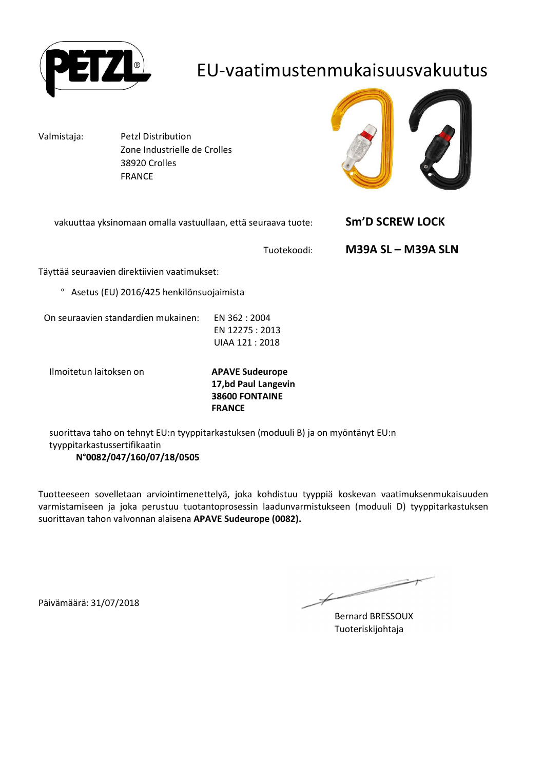# EU-vaatimustenmukaisuusvakuutus

Valmistaja: Petzl Distribution
Zone Industrielle de Crolles
38920 Crolles
FRANCE

vakuuttaa yksinomaan omalla vastuullaan, että seuraava tuote: **Sm'D SCREW LOCK**

Tuotekoodi: **M39A SL – M39A SLN**

Täyttää seuraavien direktiivien vaatimukset:

° Asetus (EU) 2016/425 henkilönsuojaimista

On seuraavien standardien mukainen: EN 362 : 2004
EN 12275 : 2013
UIAA 121 : 2018

Ilmoitetun laitoksen on **APAVE Sudeurope**
**17,bd Paul Langevin**
**38600 FONTAINE**
**FRANCE**

suorittava taho on tehnyt EU:n tyyppitarkastuksen (moduuli B) ja on myöntänyt EU:n tyyppitarkastussertifikaatin
**N°0082/047/160/07/18/0505**

Tuotteeseen sovelletaan arviointimenettelyä, joka kohdistuu tyyppiä koskevan vaatimuksenmukaisuuden varmistamiseen ja joka perustuu tuotantoprosessin laadunvarmistukseen (moduuli D) tyyppitarkastuksen suorittavan tahon valvonnan alaisena **APAVE Sudeurope (0082).**

Päivämäärä: 31/07/2018

Bernard BRESSOUX
Tuoteriskijohtaja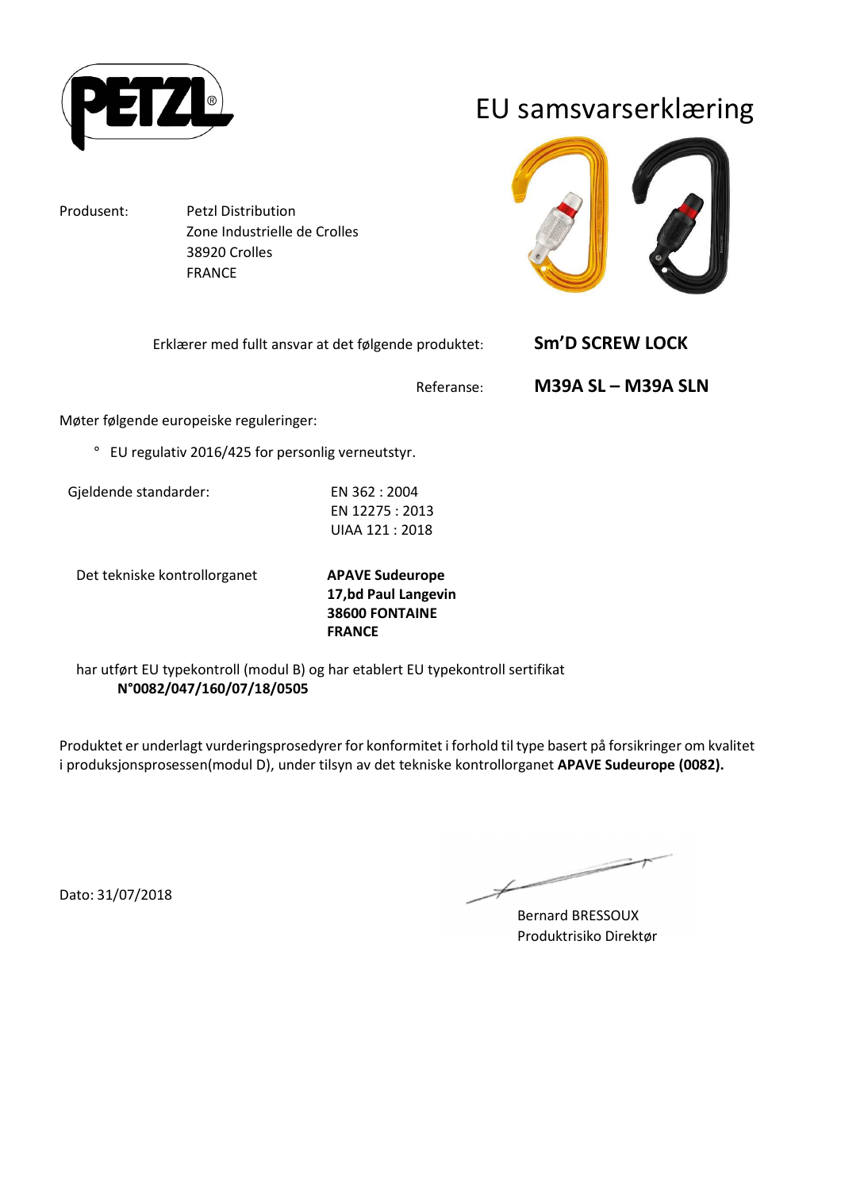# EU samsvarserklæring

Produsent: Petzl Distribution
Zone Industrielle de Crolles
38920 Crolles
FRANCE

Erklærer med fullt ansvar at det følgende produktet: **Sm'D SCREW LOCK**

Referanse: **M39A SL – M39A SLN**

Møter følgende europeiske reguleringer:

- EU regulativ 2016/425 for personlig verneutstyr.

Gjeldende standarder:
EN 362 : 2004
EN 12275 : 2013
UIAA 121 : 2018

Det tekniske kontrollorganet
**APAVE Sudeurope**
**17,bd Paul Langevin**
**38600 FONTAINE**
**FRANCE**

har utført EU typekontroll (modul B) og har etablert EU typekontroll sertifikat
**N°0082/047/160/07/18/0505**

Produktet er underlagt vurderingsprosedyrer for konformitet i forhold til type basert på forsikringer om kvalitet i produksjonsprosessen(modul D), under tilsyn av det tekniske kontrollorganet **APAVE Sudeurope (0082).**

Dato: 31/07/2018

Bernard BRESSOUX
Produktrisiko Direktør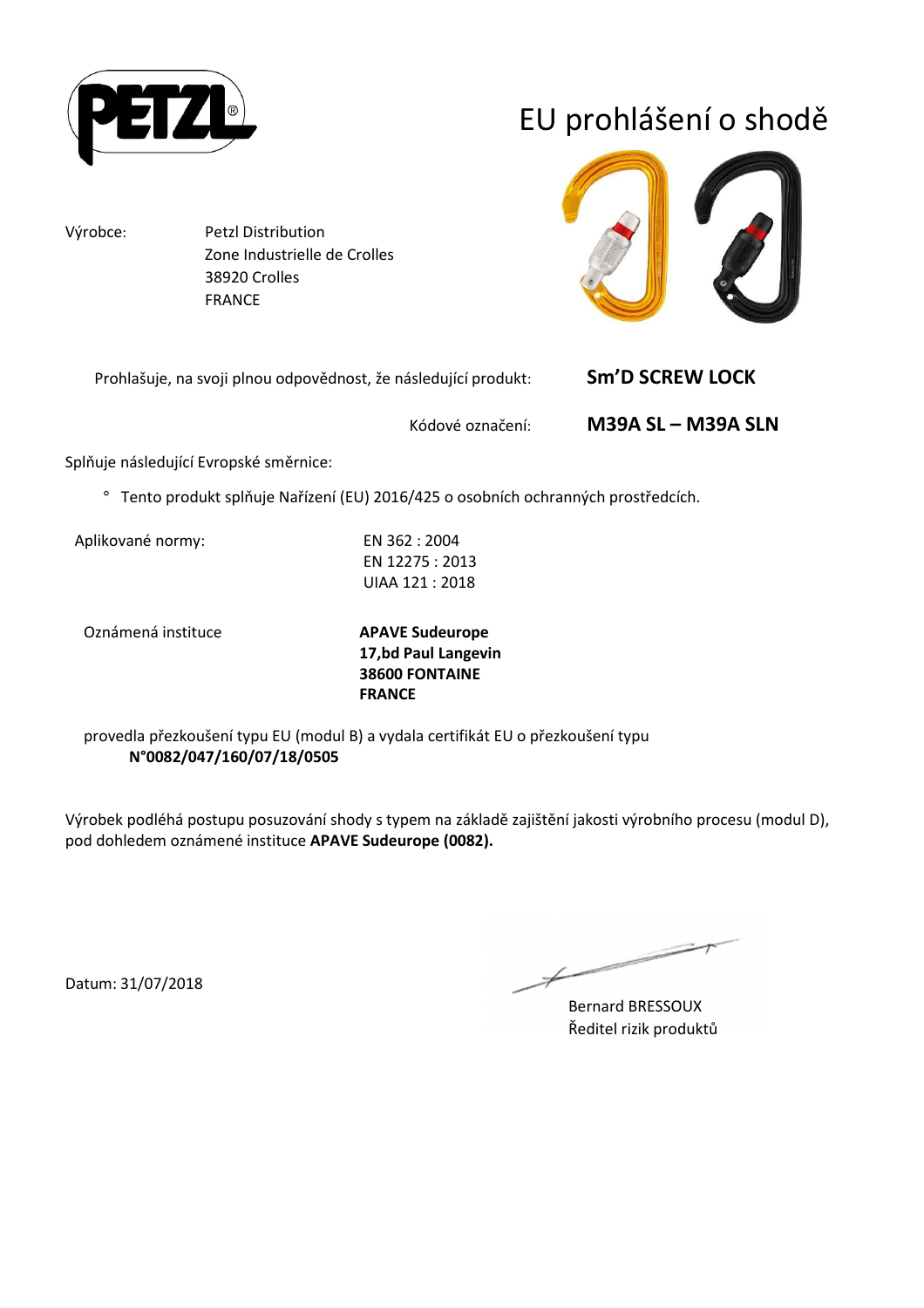# EU prohlášení o shodě

Výrobce: Petzl Distribution
Zone Industrielle de Crolles
38920 Crolles
FRANCE

Prohlašuje, na svoji plnou odpovědnost, že následující produkt: **Sm'D SCREW LOCK**

Kódové označení: **M39A SL – M39A SLN**

Splňuje následující Evropské směrnice:

- Tento produkt splňuje Nařízení (EU) 2016/425 o osobních ochranných prostředcích.

Aplikované normy:
EN 362 : 2004
EN 12275 : 2013
UIAA 121 : 2018

Oznámená instituce
**APAVE Sudeurope**
**17,bd Paul Langevin**
**38600 FONTAINE**
**FRANCE**

provedla přezkoušení typu EU (modul B) a vydala certifikát EU o přezkoušení typu
**N°0082/047/160/07/18/0505**

Výrobek podléhá postupu posuzování shody s typem na základě zajištění jakosti výrobního procesu (modul D), pod dohledem oznámené instituce **APAVE Sudeurope (0082).**

Datum: 31/07/2018

Bernard BRESSOUX
Ředitel rizik produktů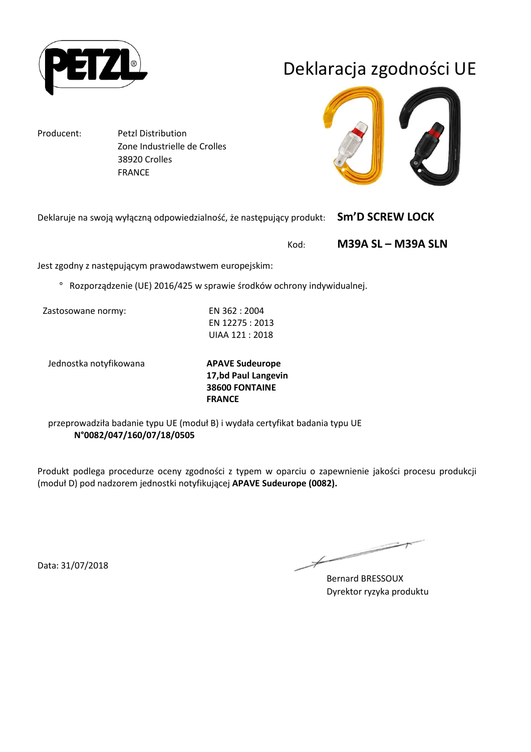# Deklaracja zgodności UE

Producent: Petzl Distribution
Zone Industrielle de Crolles
38920 Crolles
FRANCE

Deklaruje na swoją wyłączną odpowiedzialność, że następujący produkt: **Sm'D SCREW LOCK**

Kod: **M39A SL – M39A SLN**

Jest zgodny z następującym prawodawstwem europejskim:

° Rozporządzenie (UE) 2016/425 w sprawie środków ochrony indywidualnej.

Zastosowane normy:
EN 362 : 2004
EN 12275 : 2013
UIAA 121 : 2018

Jednostka notyfikowana
**APAVE Sudeurope**
**17,bd Paul Langevin**
**38600 FONTAINE**
**FRANCE**

przeprowadziła badanie typu UE (moduł B) i wydała certyfikat badania typu UE
**N°0082/047/160/07/18/0505**

Produkt podlega procedurze oceny zgodności z typem w oparciu o zapewnienie jakości procesu produkcji (moduł D) pod nadzorem jednostki notyfikującej **APAVE Sudeurope (0082).**

Data: 31/07/2018

Bernard BRESSOUX
Dyrektor ryzyka produktu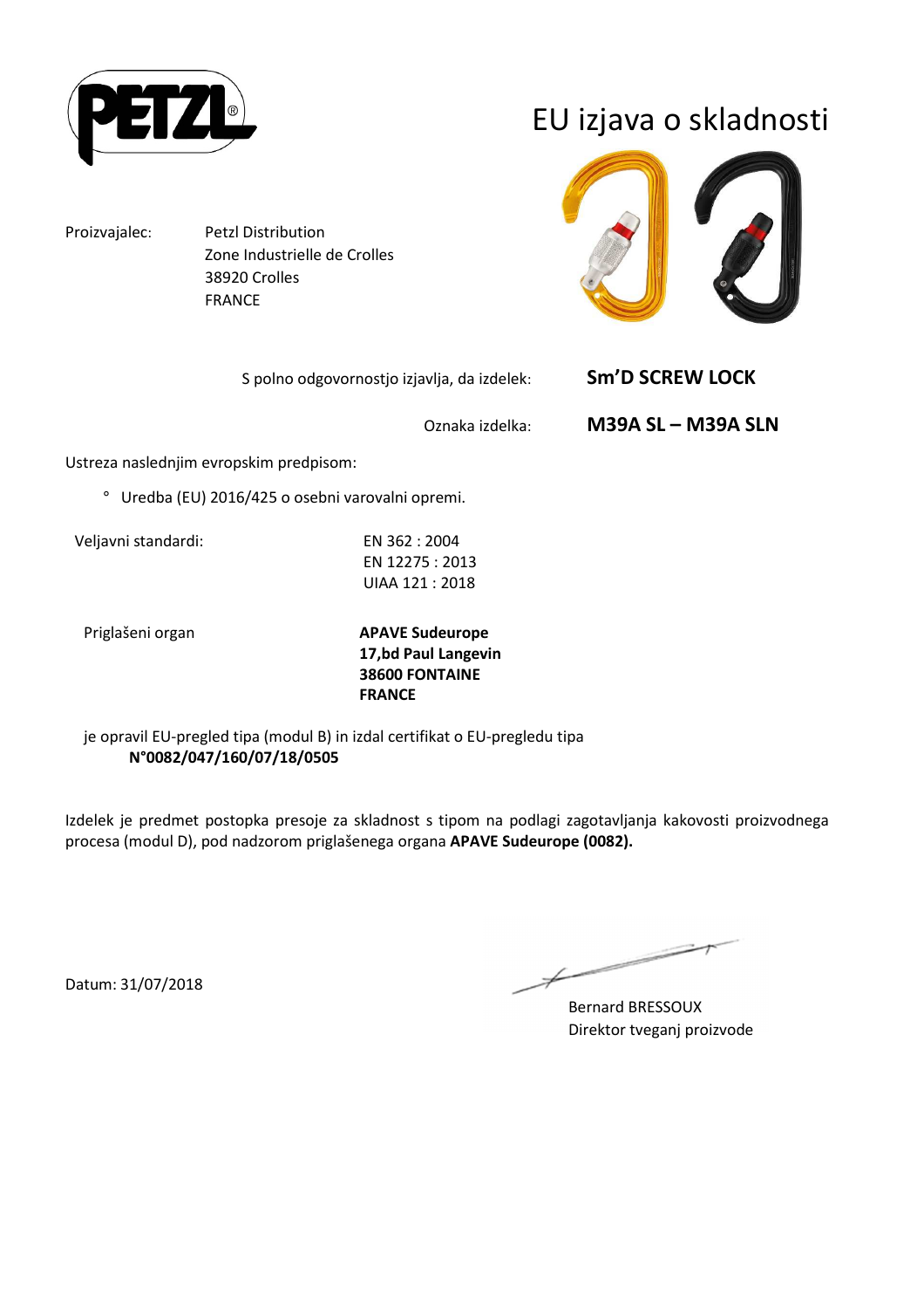# EU izjava o skladnosti

Proizvajalec: Petzl Distribution
Zone Industrielle de Crolles
38920 Crolles
FRANCE

S polno odgovornostjo izjavlja, da izdelek: **Sm'D SCREW LOCK**

Oznaka izdelka: **M39A SL – M39A SLN**

Ustreza naslednjim evropskim predpisom:

- Uredba (EU) 2016/425 o osebni varovalni opremi.

Veljavni standardi:
EN 362 : 2004
EN 12275 : 2013
UIAA 121 : 2018

Priglašeni organ
**APAVE Sudeurope**
**17,bd Paul Langevin**
**38600 FONTAINE**
**FRANCE**

je opravil EU-pregled tipa (modul B) in izdal certifikat o EU-pregledu tipa
**N°0082/047/160/07/18/0505**

Izdelek je predmet postopka presoje za skladnost s tipom na podlagi zagotavljanja kakovosti proizvodnega procesa (modul D), pod nadzorom priglašenega organa **APAVE Sudeurope (0082).**

Datum: 31/07/2018

Bernard BRESSOUX
Direktor tveganj proizvode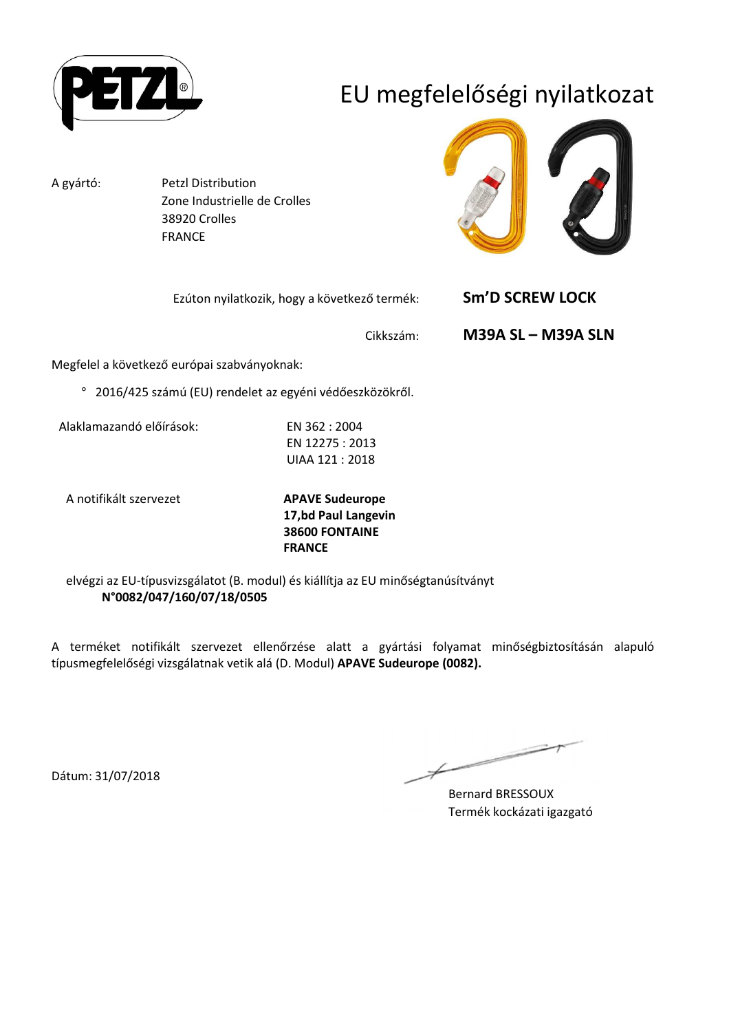# EU megfelelőségi nyilatkozat

A gyártó: Petzl Distribution
Zone Industrielle de Crolles
38920 Crolles
FRANCE

Ezúton nyilatkozik, hogy a következő termék: **Sm'D SCREW LOCK**

Cikkszám: **M39A SL – M39A SLN**

Megfelel a következő európai szabványoknak:

- 2016/425 számú (EU) rendelet az egyéni védőeszközökről.

Alaklamazandó előírások:
EN 362 : 2004
EN 12275 : 2013
UIAA 121 : 2018

A notifikált szervezet
**APAVE Sudeurope**
**17,bd Paul Langevin**
**38600 FONTAINE**
**FRANCE**

elvégzi az EU-típusvizsgálatot (B. modul) és kiállítja az EU minőségtanúsítványt
**N°0082/047/160/07/18/0505**

A terméket notifikált szervezet ellenőrzése alatt a gyártási folyamat minőségbiztosításán alapuló típusmegfelelőségi vizsgálatnak vetik alá (D. Modul) **APAVE Sudeurope (0082).**

Dátum: 31/07/2018

Bernard BRESSOUX
Termék kockázati igazgató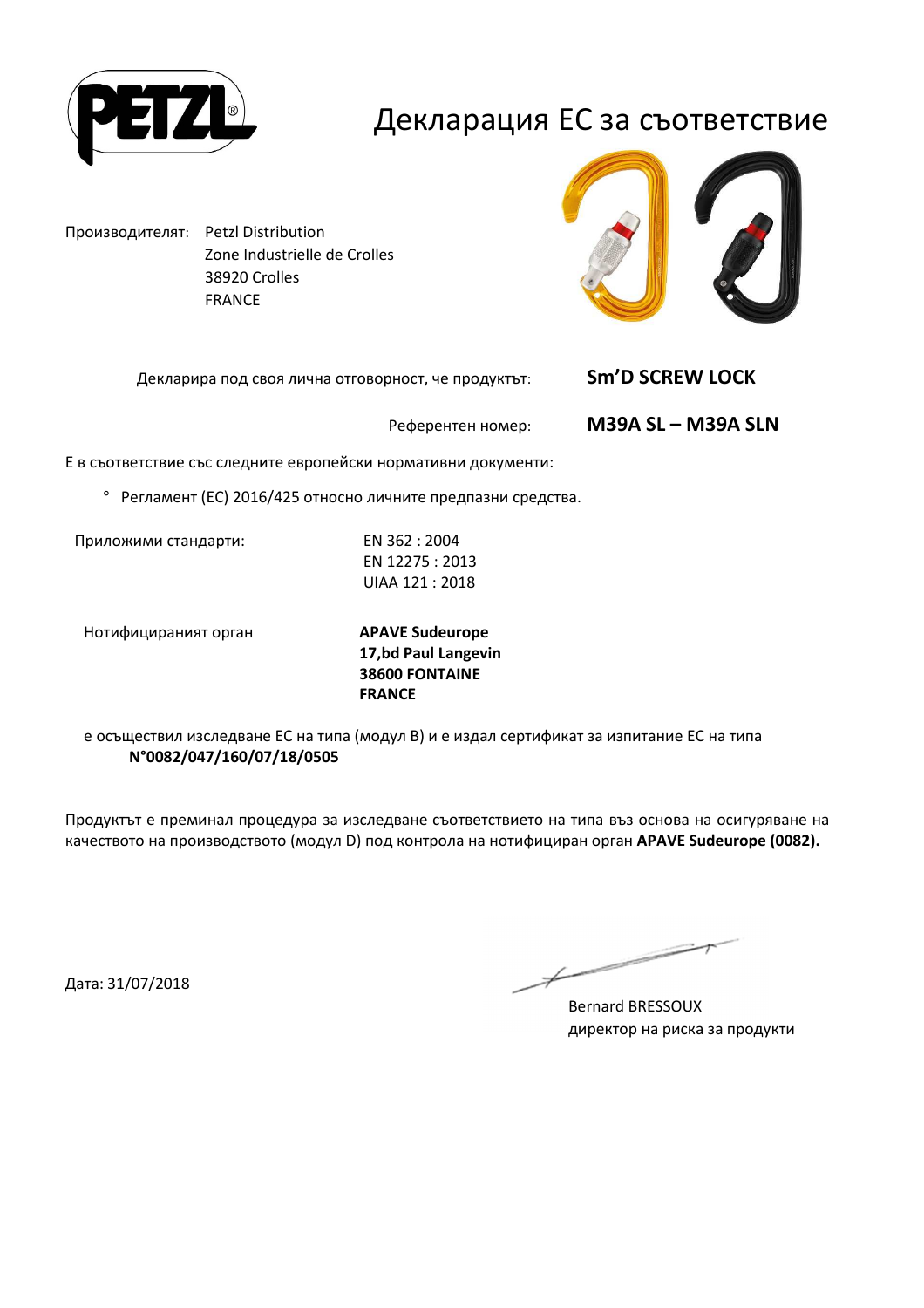# Декларация ЕС за съответствие

Производителят: Petzl Distribution
Zone Industrielle de Crolles
38920 Crolles
FRANCE

Декларира под своя лична отговорност, че продуктът: **Sm'D SCREW LOCK**

Референтен номер: **M39A SL – M39A SLN**

Е в съответствие със следните европейски нормативни документи:

- Регламент (ЕС) 2016/425 относно личните предпазни средства.

Приложими стандарти:

EN 362 : 2004
EN 12275 : 2013
UIAA 121 : 2018

Нотифицираният орган

**APAVE Sudeurope**
**17,bd Paul Langevin**
**38600 FONTAINE**
**FRANCE**

е осъществил изследване ЕС на типа (модул B) и е издал сертификат за изпитание ЕС на типа **N°0082/047/160/07/18/0505**

Продуктът е преминал процедура за изследване съответствието на типа въз основа на осигуряване на качеството на производството (модул D) под контрола на нотифициран орган **APAVE Sudeurope (0082).**

Дата: 31/07/2018

Bernard BRESSOUX
директор на риска за продукти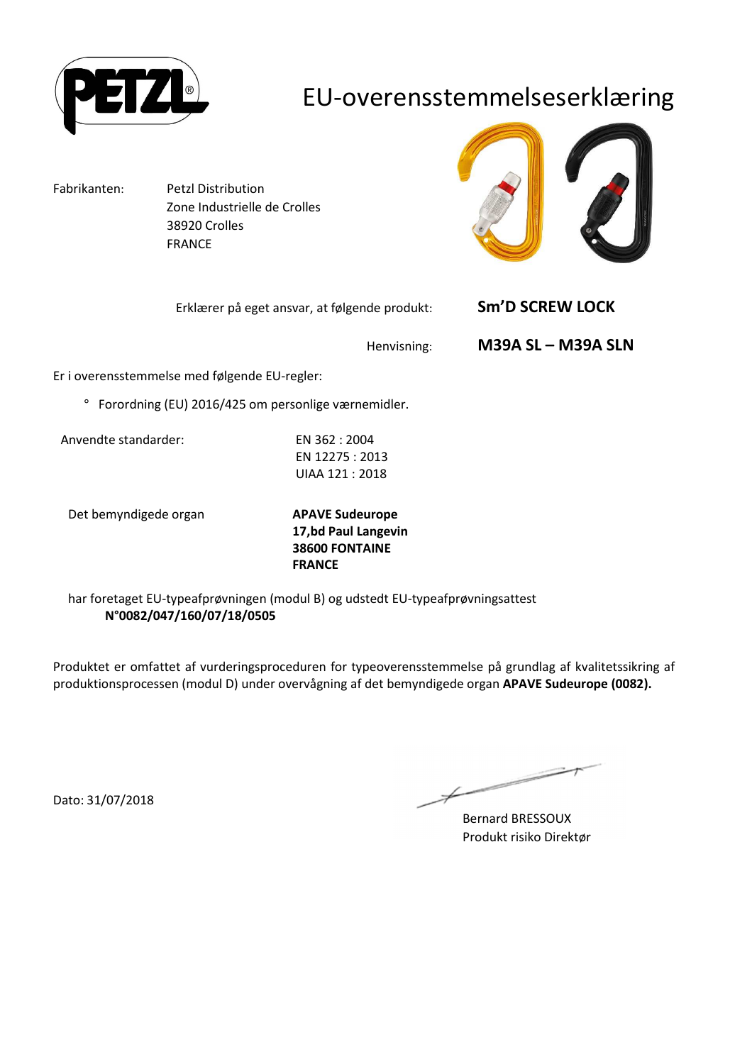# EU-overensstemmelseserklæring

Fabrikanten: Petzl Distribution
Zone Industrielle de Crolles
38920 Crolles
FRANCE

Erklærer på eget ansvar, at følgende produkt: **Sm'D SCREW LOCK**

Henvisning: **M39A SL – M39A SLN**

Er i overensstemmelse med følgende EU-regler:

° Forordning (EU) 2016/425 om personlige værnemidler.

Anvendte standarder:
EN 362 : 2004
EN 12275 : 2013
UIAA 121 : 2018

Det bemyndigede organ
**APAVE Sudeurope**
**17,bd Paul Langevin**
**38600 FONTAINE**
**FRANCE**

har foretaget EU-typeafprøvningen (modul B) og udstedt EU-typeafprøvningsattest
**N°0082/047/160/07/18/0505**

Produktet er omfattet af vurderingsproceduren for typeoverensstemmelse på grundlag af kvalitetssikring af produktionsprocessen (modul D) under overvågning af det bemyndigede organ **APAVE Sudeurope (0082).**

Dato: 31/07/2018

Bernard BRESSOUX
Produkt risiko Direktør